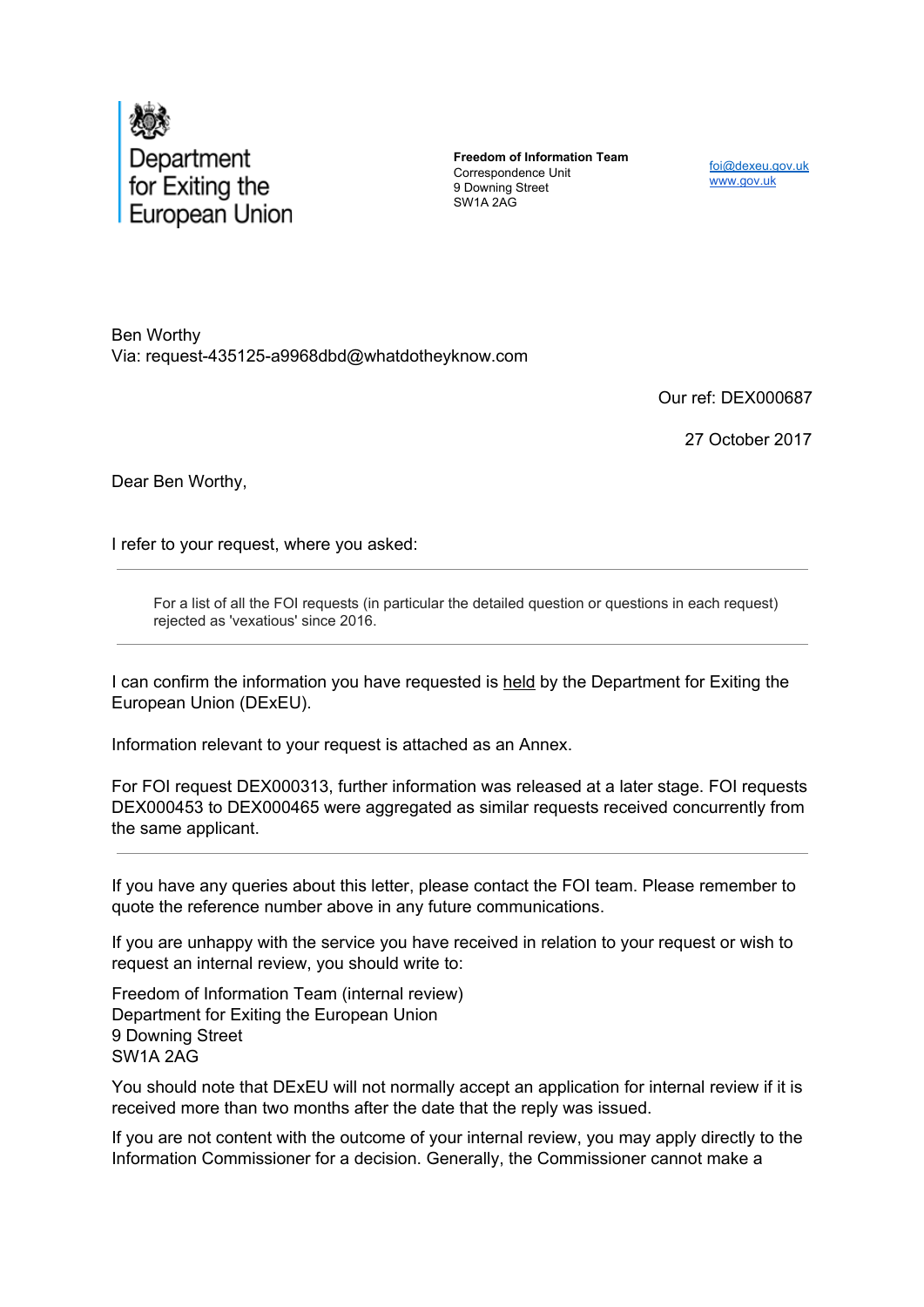Department for Exiting the European Union

**Freedom of Information Team**
Correspondence Unit
9 Downing Street
SW1A 2AG

[foi@dexeu.gov.uk](mailto:foi@dexeu.gov.uk)
[www.gov.uk](http://www.gov.uk)

Ben Worthy
Via: request-435125-a9968dbd@whatdotheyknow.com

Our ref: DEX000687

27 October 2017

Dear Ben Worthy,

I refer to your request, where you asked:

---

> For a list of all the FOI requests (in particular the detailed question or questions in each request) rejected as 'vexatious' since 2016.

---

I can confirm the information you have requested is <u>held</u> by the Department for Exiting the European Union (DExEU).

Information relevant to your request is attached as an Annex.

For FOI request DEX000313, further information was released at a later stage. FOI requests DEX000453 to DEX000465 were aggregated as similar requests received concurrently from the same applicant.

---

If you have any queries about this letter, please contact the FOI team. Please remember to quote the reference number above in any future communications.

If you are unhappy with the service you have received in relation to your request or wish to request an internal review, you should write to:

Freedom of Information Team (internal review)
Department for Exiting the European Union
9 Downing Street
SW1A 2AG

You should note that DExEU will not normally accept an application for internal review if it is received more than two months after the date that the reply was issued.

If you are not content with the outcome of your internal review, you may apply directly to the Information Commissioner for a decision. Generally, the Commissioner cannot make a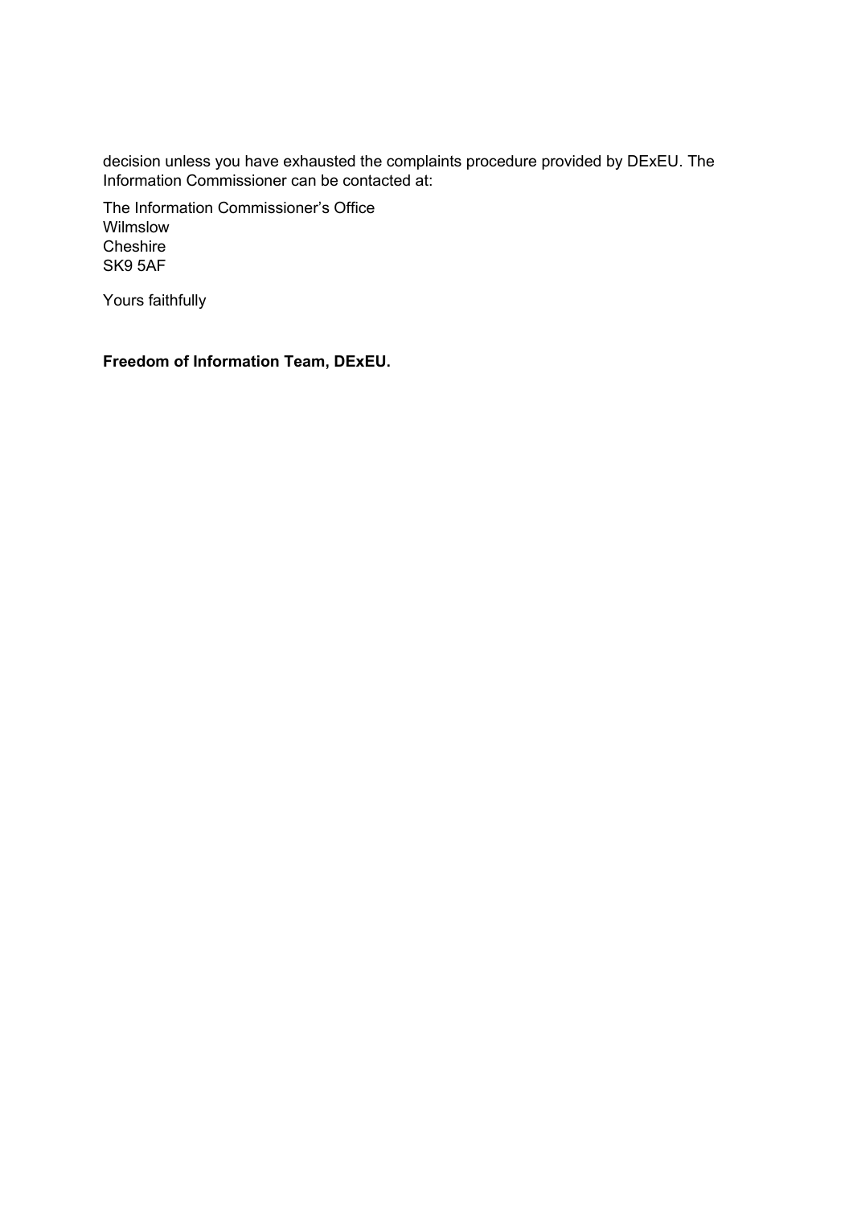decision unless you have exhausted the complaints procedure provided by DExEU. The Information Commissioner can be contacted at:

The Information Commissioner’s Office  
Wilmslow  
Cheshire  
SK9 5AF

Yours faithfully

**Freedom of Information Team, DExEU.**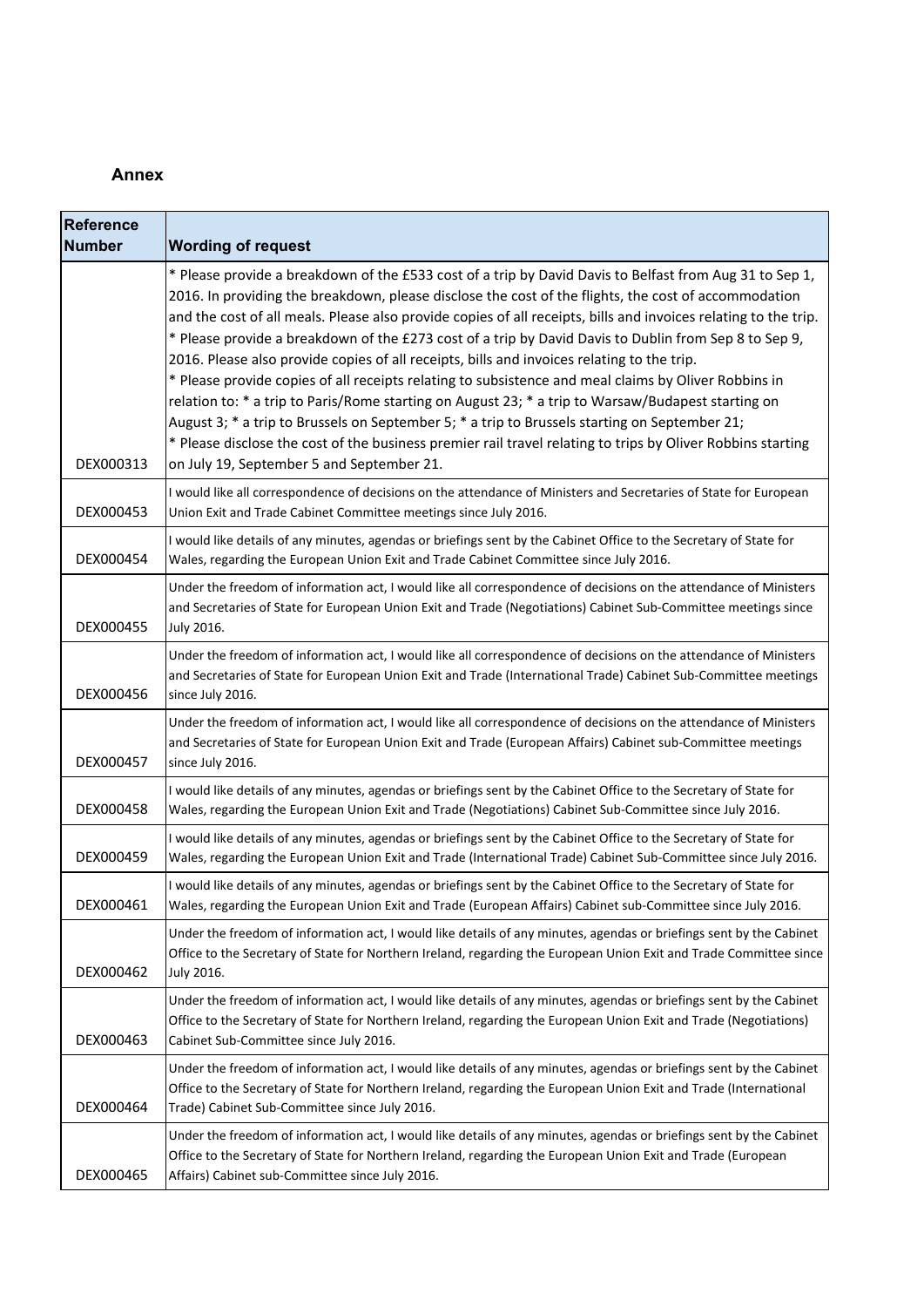**Annex**

| Reference Number | Wording of request |
|---|---|
| DEX000313 | * Please provide a breakdown of the £533 cost of a trip by David Davis to Belfast from Aug 31 to Sep 1, 2016. In providing the breakdown, please disclose the cost of the flights, the cost of accommodation and the cost of all meals. Please also provide copies of all receipts, bills and invoices relating to the trip. * Please provide a breakdown of the £273 cost of a trip by David Davis to Dublin from Sep 8 to Sep 9, 2016. Please also provide copies of all receipts, bills and invoices relating to the trip. * Please provide copies of all receipts relating to subsistence and meal claims by Oliver Robbins in relation to: * a trip to Paris/Rome starting on August 23; * a trip to Warsaw/Budapest starting on August 3; * a trip to Brussels on September 5; * a trip to Brussels starting on September 21; * Please disclose the cost of the business premier rail travel relating to trips by Oliver Robbins starting on July 19, September 5 and September 21. |
| DEX000453 | I would like all correspondence of decisions on the attendance of Ministers and Secretaries of State for European Union Exit and Trade Cabinet Committee meetings since July 2016. |
| DEX000454 | I would like details of any minutes, agendas or briefings sent by the Cabinet Office to the Secretary of State for Wales, regarding the European Union Exit and Trade Cabinet Committee since July 2016. |
| DEX000455 | Under the freedom of information act, I would like all correspondence of decisions on the attendance of Ministers and Secretaries of State for European Union Exit and Trade (Negotiations) Cabinet Sub-Committee meetings since July 2016. |
| DEX000456 | Under the freedom of information act, I would like all correspondence of decisions on the attendance of Ministers and Secretaries of State for European Union Exit and Trade (International Trade) Cabinet Sub-Committee meetings since July 2016. |
| DEX000457 | Under the freedom of information act, I would like all correspondence of decisions on the attendance of Ministers and Secretaries of State for European Union Exit and Trade (European Affairs) Cabinet sub-Committee meetings since July 2016. |
| DEX000458 | I would like details of any minutes, agendas or briefings sent by the Cabinet Office to the Secretary of State for Wales, regarding the European Union Exit and Trade (Negotiations) Cabinet Sub-Committee since July 2016. |
| DEX000459 | I would like details of any minutes, agendas or briefings sent by the Cabinet Office to the Secretary of State for Wales, regarding the European Union Exit and Trade (International Trade) Cabinet Sub-Committee since July 2016. |
| DEX000461 | I would like details of any minutes, agendas or briefings sent by the Cabinet Office to the Secretary of State for Wales, regarding the European Union Exit and Trade (European Affairs) Cabinet sub-Committee since July 2016. |
| DEX000462 | Under the freedom of information act, I would like details of any minutes, agendas or briefings sent by the Cabinet Office to the Secretary of State for Northern Ireland, regarding the European Union Exit and Trade Committee since July 2016. |
| DEX000463 | Under the freedom of information act, I would like details of any minutes, agendas or briefings sent by the Cabinet Office to the Secretary of State for Northern Ireland, regarding the European Union Exit and Trade (Negotiations) Cabinet Sub-Committee since July 2016. |
| DEX000464 | Under the freedom of information act, I would like details of any minutes, agendas or briefings sent by the Cabinet Office to the Secretary of State for Northern Ireland, regarding the European Union Exit and Trade (International Trade) Cabinet Sub-Committee since July 2016. |
| DEX000465 | Under the freedom of information act, I would like details of any minutes, agendas or briefings sent by the Cabinet Office to the Secretary of State for Northern Ireland, regarding the European Union Exit and Trade (European Affairs) Cabinet sub-Committee since July 2016. |